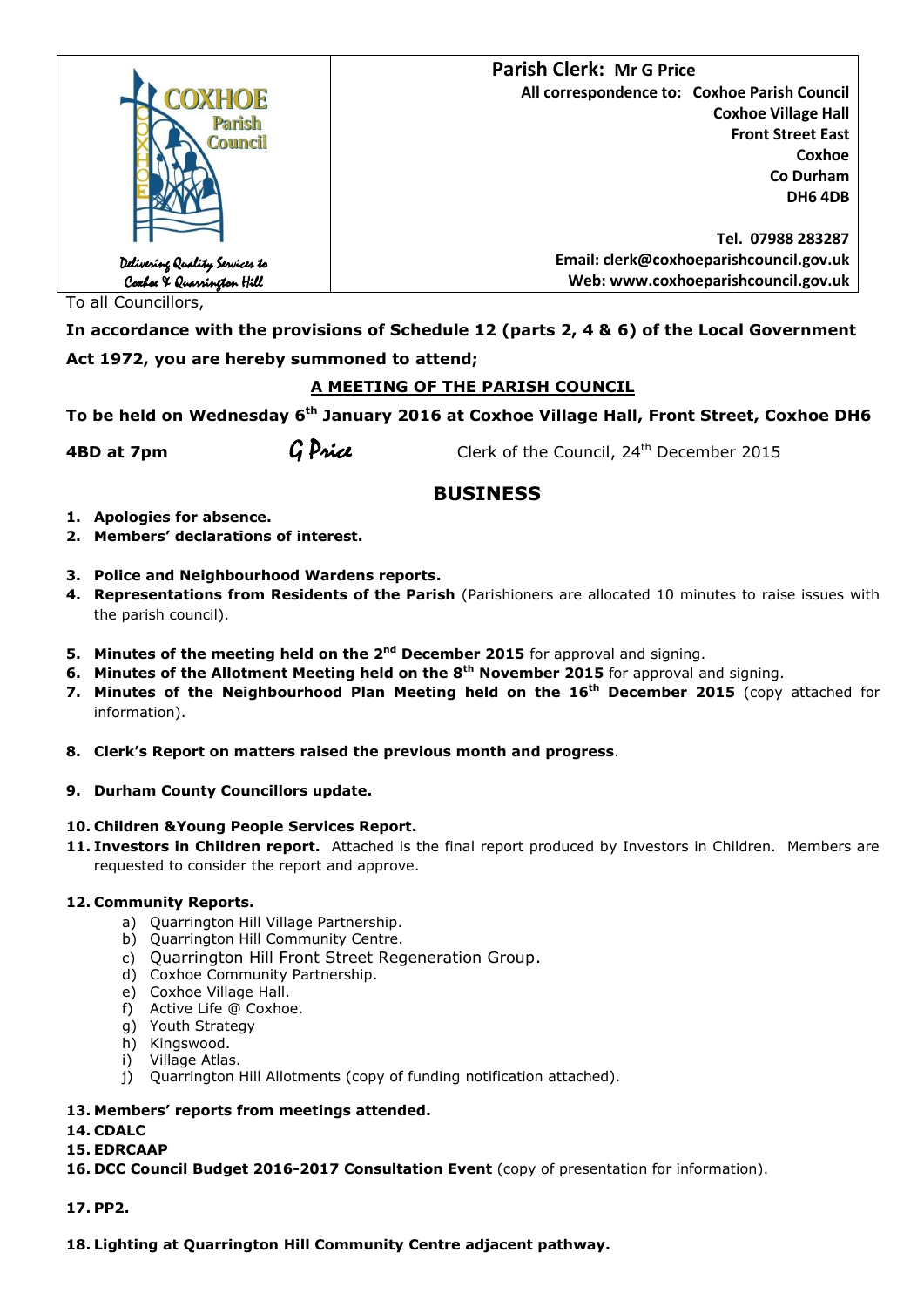COXHOE Parish Council

*Delivering Quality Services to Coxhoe & Quarrington Hill*

**Parish Clerk: Mr G Price**

**All correspondence to: Coxhoe Parish Council**
**Coxhoe Village Hall**
**Front Street East**
**Coxhoe**
**Co Durham**
**DH6 4DB**

**Tel. 07988 283287**
**Email: clerk@coxhoeparishcouncil.gov.uk**
**Web: www.coxhoeparishcouncil.gov.uk**

To all Councillors,

**In accordance with the provisions of Schedule 12 (parts 2, 4 & 6) of the Local Government Act 1972, you are hereby summoned to attend;**

**A MEETING OF THE PARISH COUNCIL**

**To be held on Wednesday 6th January 2016 at Coxhoe Village Hall, Front Street, Coxhoe DH6 4BD at 7pm**

*G Price* Clerk of the Council, 24th December 2015

## BUSINESS

1. **Apologies for absence.**
2. **Members' declarations of interest.**
3. **Police and Neighbourhood Wardens reports.**
4. **Representations from Residents of the Parish** (Parishioners are allocated 10 minutes to raise issues with the parish council).
5. **Minutes of the meeting held on the 2nd December 2015** for approval and signing.
6. **Minutes of the Allotment Meeting held on the 8th November 2015** for approval and signing.
7. **Minutes of the Neighbourhood Plan Meeting held on the 16th December 2015** (copy attached for information).
8. **Clerk's Report on matters raised the previous month and progress**.
9. **Durham County Councillors update.**
10. **Children &Young People Services Report.**
11. **Investors in Children report.** Attached is the final report produced by Investors in Children. Members are requested to consider the report and approve.
12. **Community Reports.**
    a) Quarrington Hill Village Partnership.
    b) Quarrington Hill Community Centre.
    c) Quarrington Hill Front Street Regeneration Group.
    d) Coxhoe Community Partnership.
    e) Coxhoe Village Hall.
    f) Active Life @ Coxhoe.
    g) Youth Strategy
    h) Kingswood.
    i) Village Atlas.
    j) Quarrington Hill Allotments (copy of funding notification attached).
13. **Members' reports from meetings attended.**
14. **CDALC**
15. **EDRCAAP**
16. **DCC Council Budget 2016-2017 Consultation Event** (copy of presentation for information).
17. **PP2.**
18. **Lighting at Quarrington Hill Community Centre adjacent pathway.**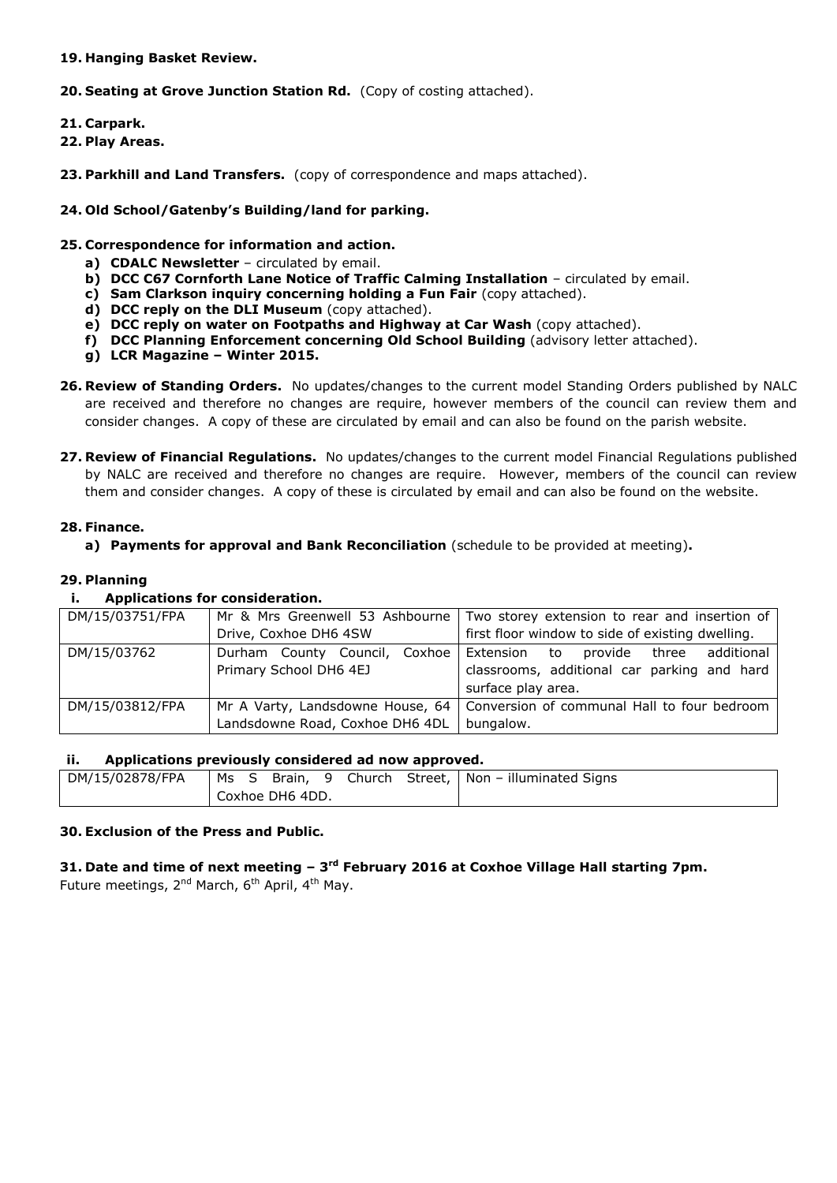**19. Hanging Basket Review.**

**20. Seating at Grove Junction Station Rd.** (Copy of costing attached).

**21. Carpark.**

**22. Play Areas.**

**23. Parkhill and Land Transfers.** (copy of correspondence and maps attached).

**24. Old School/Gatenby's Building/land for parking.**

**25. Correspondence for information and action.**

- **a) CDALC Newsletter** – circulated by email.
- **b) DCC C67 Cornforth Lane Notice of Traffic Calming Installation** – circulated by email.
- **c) Sam Clarkson inquiry concerning holding a Fun Fair** (copy attached).
- **d) DCC reply on the DLI Museum** (copy attached).
- **e) DCC reply on water on Footpaths and Highway at Car Wash** (copy attached).
- **f) DCC Planning Enforcement concerning Old School Building** (advisory letter attached).
- **g) LCR Magazine – Winter 2015.**

**26. Review of Standing Orders.** No updates/changes to the current model Standing Orders published by NALC are received and therefore no changes are require, however members of the council can review them and consider changes. A copy of these are circulated by email and can also be found on the parish website.

**27. Review of Financial Regulations.** No updates/changes to the current model Financial Regulations published by NALC are received and therefore no changes are require. However, members of the council can review them and consider changes. A copy of these is circulated by email and can also be found on the website.

**28. Finance.**

- **a) Payments for approval and Bank Reconciliation** (schedule to be provided at meeting)**.**

**29. Planning**

**i. Applications for consideration.**

| | | |
|---|---|---|
| DM/15/03751/FPA | Mr & Mrs Greenwell 53 Ashbourne Drive, Coxhoe DH6 4SW | Two storey extension to rear and insertion of first floor window to side of existing dwelling. |
| DM/15/03762 | Durham County Council, Coxhoe Primary School DH6 4EJ | Extension to provide three additional classrooms, additional car parking and hard surface play area. |
| DM/15/03812/FPA | Mr A Varty, Landsdowne House, 64 Landsdowne Road, Coxhoe DH6 4DL | Conversion of communal Hall to four bedroom bungalow. |

**ii. Applications previously considered ad now approved.**

| | | |
|---|---|---|
| DM/15/02878/FPA | Ms S Brain, 9 Church Street, Coxhoe DH6 4DD. | Non – illuminated Signs |

**30. Exclusion of the Press and Public.**

**31. Date and time of next meeting – 3rd February 2016 at Coxhoe Village Hall starting 7pm.**

Future meetings, 2nd March, 6th April, 4th May.